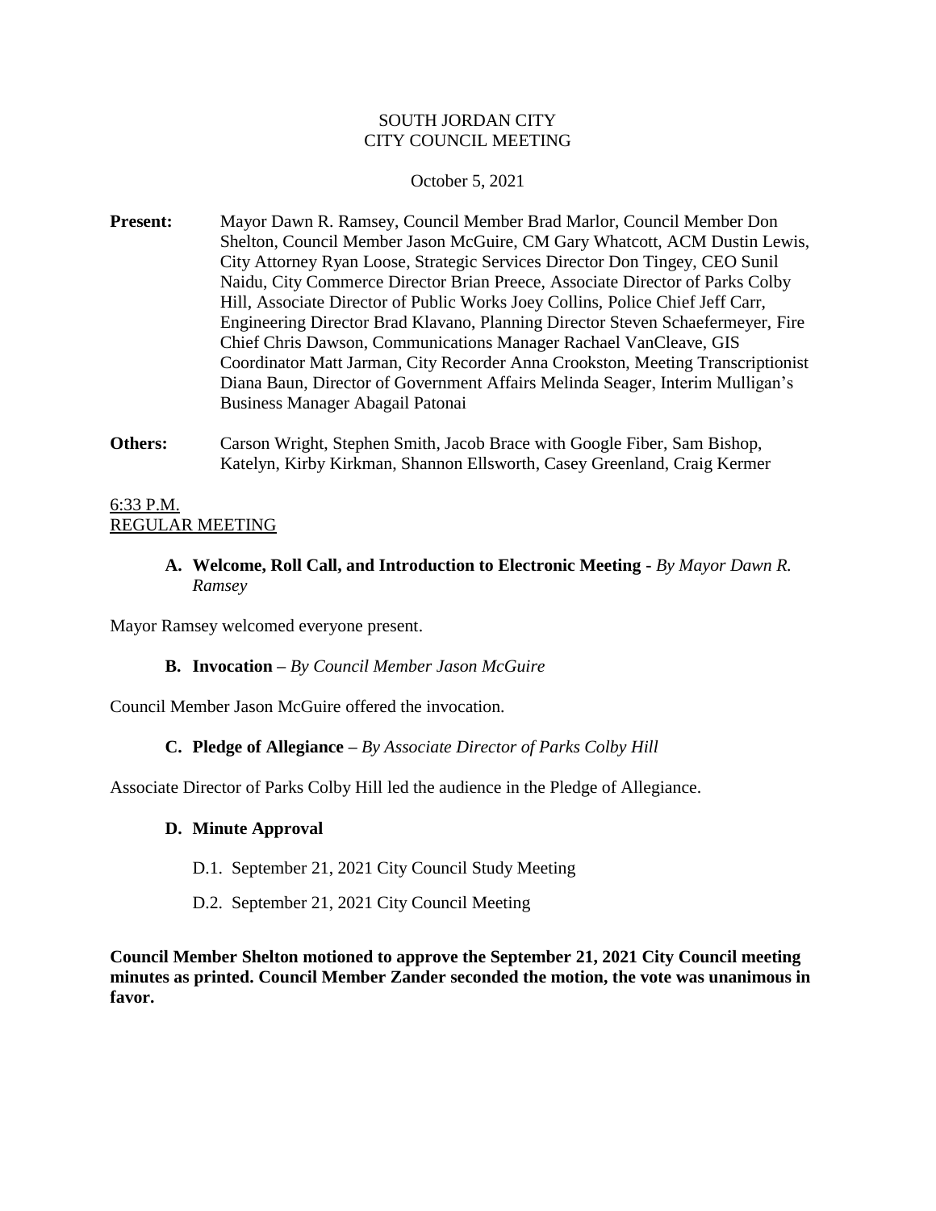SOUTH JORDAN CITY
CITY COUNCIL MEETING

October 5, 2021

**Present:** Mayor Dawn R. Ramsey, Council Member Brad Marlor, Council Member Don Shelton, Council Member Jason McGuire, CM Gary Whatcott, ACM Dustin Lewis, City Attorney Ryan Loose, Strategic Services Director Don Tingey, CEO Sunil Naidu, City Commerce Director Brian Preece, Associate Director of Parks Colby Hill, Associate Director of Public Works Joey Collins, Police Chief Jeff Carr, Engineering Director Brad Klavano, Planning Director Steven Schaefermeyer, Fire Chief Chris Dawson, Communications Manager Rachael VanCleave, GIS Coordinator Matt Jarman, City Recorder Anna Crookston, Meeting Transcriptionist Diana Baun, Director of Government Affairs Melinda Seager, Interim Mulligan's Business Manager Abagail Patonai

**Others:** Carson Wright, Stephen Smith, Jacob Brace with Google Fiber, Sam Bishop, Katelyn, Kirby Kirkman, Shannon Ellsworth, Casey Greenland, Craig Kermer

6:33 P.M.
REGULAR MEETING

**A. Welcome, Roll Call, and Introduction to Electronic Meeting** - *By Mayor Dawn R. Ramsey*

Mayor Ramsey welcomed everyone present.

**B. Invocation** – *By Council Member Jason McGuire*

Council Member Jason McGuire offered the invocation.

**C. Pledge of Allegiance** – *By Associate Director of Parks Colby Hill*

Associate Director of Parks Colby Hill led the audience in the Pledge of Allegiance.

**D. Minute Approval**

D.1. September 21, 2021 City Council Study Meeting

D.2. September 21, 2021 City Council Meeting

**Council Member Shelton motioned to approve the September 21, 2021 City Council meeting minutes as printed. Council Member Zander seconded the motion, the vote was unanimous in favor.**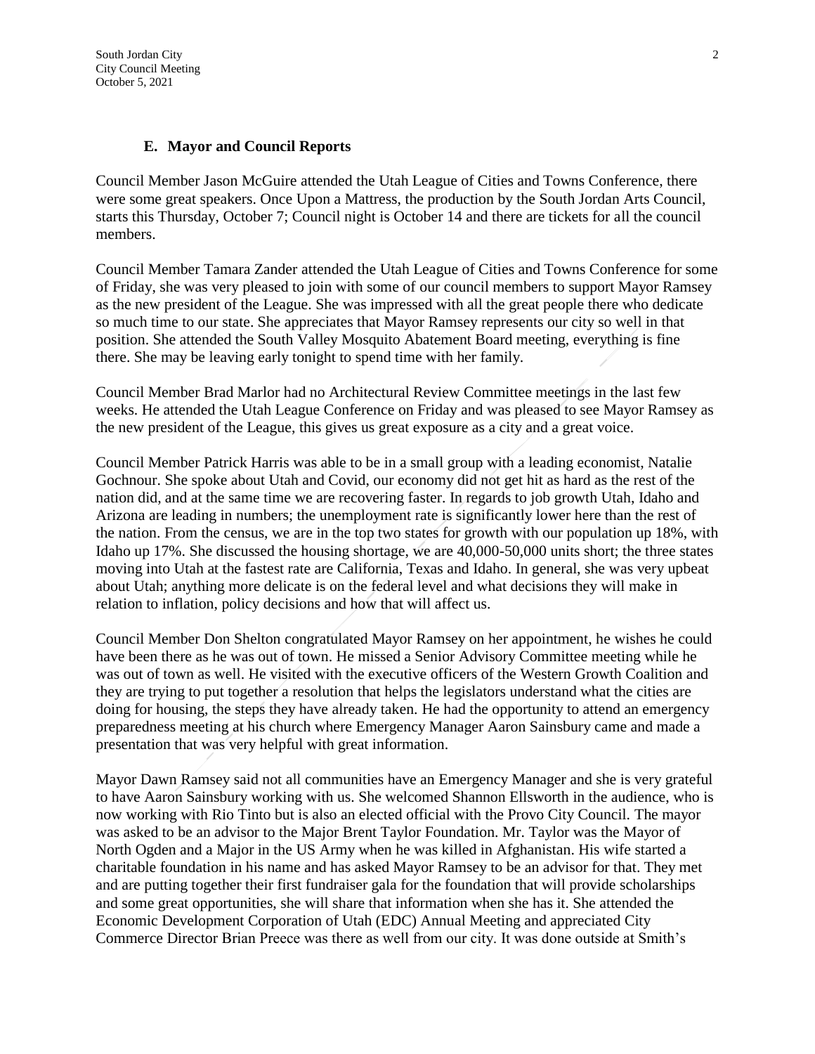### E. Mayor and Council Reports

Council Member Jason McGuire attended the Utah League of Cities and Towns Conference, there were some great speakers. Once Upon a Mattress, the production by the South Jordan Arts Council, starts this Thursday, October 7; Council night is October 14 and there are tickets for all the council members.

Council Member Tamara Zander attended the Utah League of Cities and Towns Conference for some of Friday, she was very pleased to join with some of our council members to support Mayor Ramsey as the new president of the League. She was impressed with all the great people there who dedicate so much time to our state. She appreciates that Mayor Ramsey represents our city so well in that position. She attended the South Valley Mosquito Abatement Board meeting, everything is fine there. She may be leaving early tonight to spend time with her family.

Council Member Brad Marlor had no Architectural Review Committee meetings in the last few weeks. He attended the Utah League Conference on Friday and was pleased to see Mayor Ramsey as the new president of the League, this gives us great exposure as a city and a great voice.

Council Member Patrick Harris was able to be in a small group with a leading economist, Natalie Gochnour. She spoke about Utah and Covid, our economy did not get hit as hard as the rest of the nation did, and at the same time we are recovering faster. In regards to job growth Utah, Idaho and Arizona are leading in numbers; the unemployment rate is significantly lower here than the rest of the nation. From the census, we are in the top two states for growth with our population up 18%, with Idaho up 17%. She discussed the housing shortage, we are 40,000-50,000 units short; the three states moving into Utah at the fastest rate are California, Texas and Idaho. In general, she was very upbeat about Utah; anything more delicate is on the federal level and what decisions they will make in relation to inflation, policy decisions and how that will affect us.

Council Member Don Shelton congratulated Mayor Ramsey on her appointment, he wishes he could have been there as he was out of town. He missed a Senior Advisory Committee meeting while he was out of town as well. He visited with the executive officers of the Western Growth Coalition and they are trying to put together a resolution that helps the legislators understand what the cities are doing for housing, the steps they have already taken. He had the opportunity to attend an emergency preparedness meeting at his church where Emergency Manager Aaron Sainsbury came and made a presentation that was very helpful with great information.

Mayor Dawn Ramsey said not all communities have an Emergency Manager and she is very grateful to have Aaron Sainsbury working with us. She welcomed Shannon Ellsworth in the audience, who is now working with Rio Tinto but is also an elected official with the Provo City Council. The mayor was asked to be an advisor to the Major Brent Taylor Foundation. Mr. Taylor was the Mayor of North Ogden and a Major in the US Army when he was killed in Afghanistan. His wife started a charitable foundation in his name and has asked Mayor Ramsey to be an advisor for that. They met and are putting together their first fundraiser gala for the foundation that will provide scholarships and some great opportunities, she will share that information when she has it. She attended the Economic Development Corporation of Utah (EDC) Annual Meeting and appreciated City Commerce Director Brian Preece was there as well from our city. It was done outside at Smith's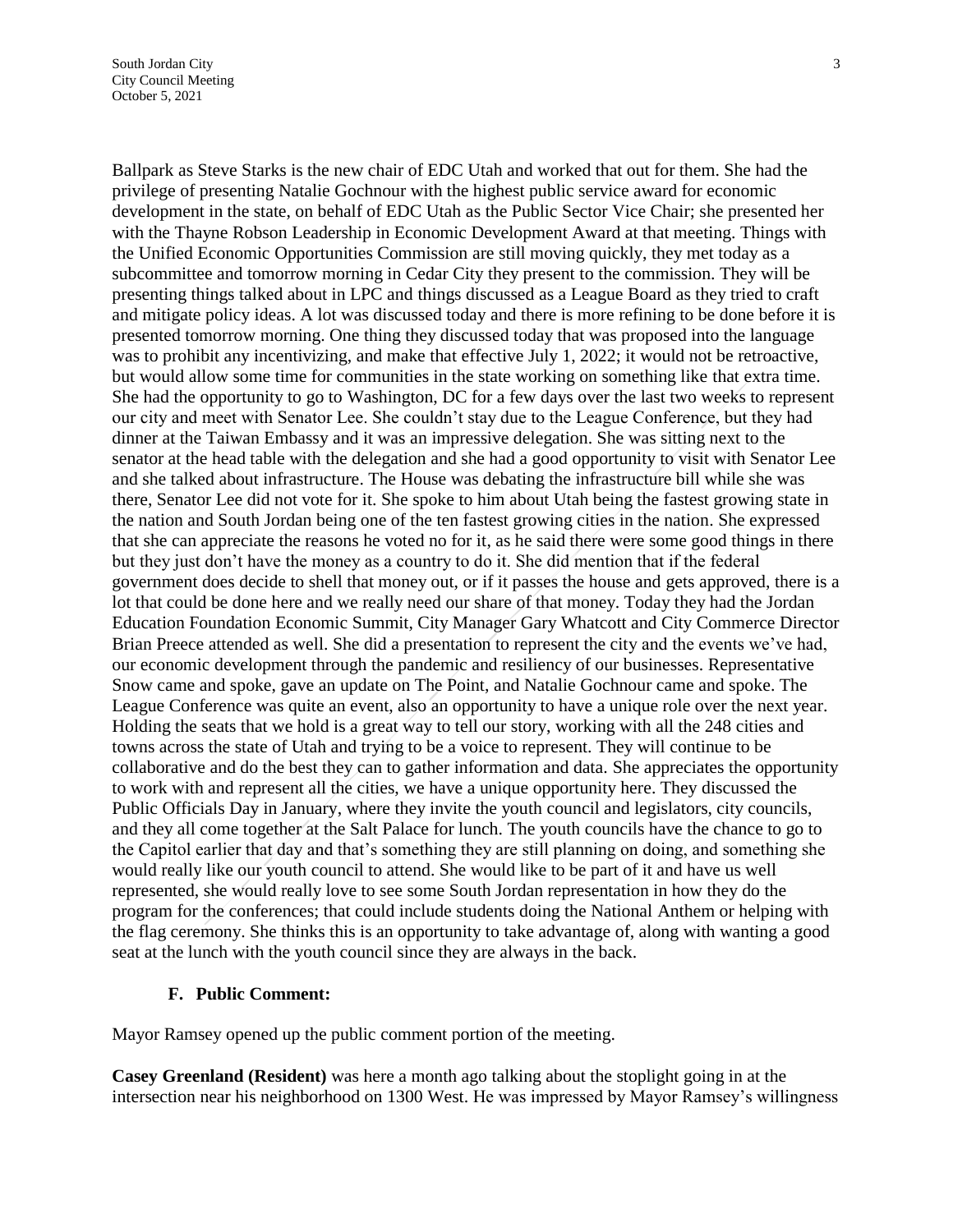Ballpark as Steve Starks is the new chair of EDC Utah and worked that out for them. She had the privilege of presenting Natalie Gochnour with the highest public service award for economic development in the state, on behalf of EDC Utah as the Public Sector Vice Chair; she presented her with the Thayne Robson Leadership in Economic Development Award at that meeting. Things with the Unified Economic Opportunities Commission are still moving quickly, they met today as a subcommittee and tomorrow morning in Cedar City they present to the commission. They will be presenting things talked about in LPC and things discussed as a League Board as they tried to craft and mitigate policy ideas. A lot was discussed today and there is more refining to be done before it is presented tomorrow morning. One thing they discussed today that was proposed into the language was to prohibit any incentivizing, and make that effective July 1, 2022; it would not be retroactive, but would allow some time for communities in the state working on something like that extra time. She had the opportunity to go to Washington, DC for a few days over the last two weeks to represent our city and meet with Senator Lee. She couldn't stay due to the League Conference, but they had dinner at the Taiwan Embassy and it was an impressive delegation. She was sitting next to the senator at the head table with the delegation and she had a good opportunity to visit with Senator Lee and she talked about infrastructure. The House was debating the infrastructure bill while she was there, Senator Lee did not vote for it. She spoke to him about Utah being the fastest growing state in the nation and South Jordan being one of the ten fastest growing cities in the nation. She expressed that she can appreciate the reasons he voted no for it, as he said there were some good things in there but they just don't have the money as a country to do it. She did mention that if the federal government does decide to shell that money out, or if it passes the house and gets approved, there is a lot that could be done here and we really need our share of that money. Today they had the Jordan Education Foundation Economic Summit, City Manager Gary Whatcott and City Commerce Director Brian Preece attended as well. She did a presentation to represent the city and the events we've had, our economic development through the pandemic and resiliency of our businesses. Representative Snow came and spoke, gave an update on The Point, and Natalie Gochnour came and spoke. The League Conference was quite an event, also an opportunity to have a unique role over the next year. Holding the seats that we hold is a great way to tell our story, working with all the 248 cities and towns across the state of Utah and trying to be a voice to represent. They will continue to be collaborative and do the best they can to gather information and data. She appreciates the opportunity to work with and represent all the cities, we have a unique opportunity here. They discussed the Public Officials Day in January, where they invite the youth council and legislators, city councils, and they all come together at the Salt Palace for lunch. The youth councils have the chance to go to the Capitol earlier that day and that's something they are still planning on doing, and something she would really like our youth council to attend. She would like to be part of it and have us well represented, she would really love to see some South Jordan representation in how they do the program for the conferences; that could include students doing the National Anthem or helping with the flag ceremony. She thinks this is an opportunity to take advantage of, along with wanting a good seat at the lunch with the youth council since they are always in the back.

### F. Public Comment:

Mayor Ramsey opened up the public comment portion of the meeting.

**Casey Greenland (Resident)** was here a month ago talking about the stoplight going in at the intersection near his neighborhood on 1300 West. He was impressed by Mayor Ramsey's willingness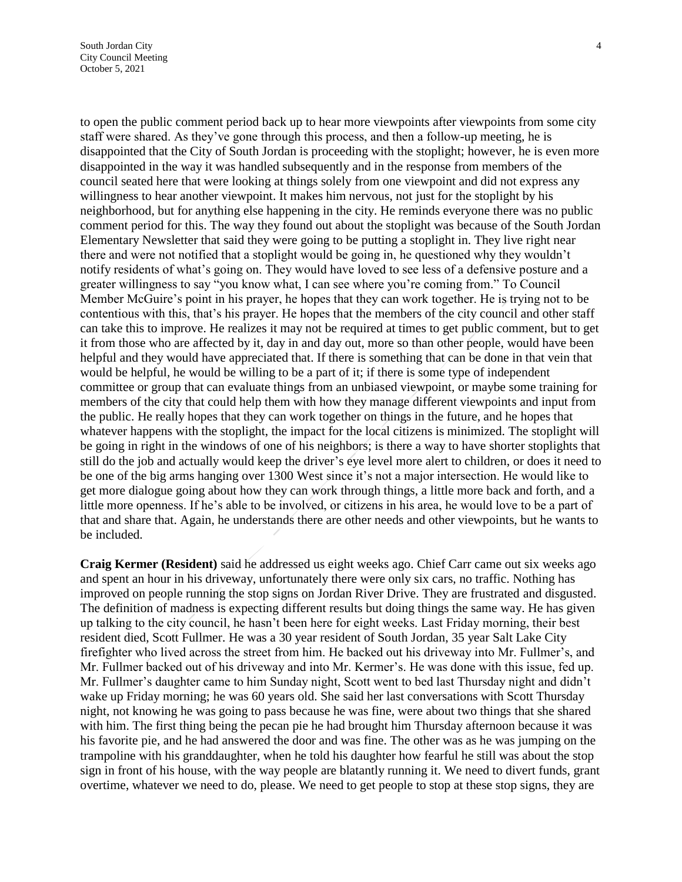to open the public comment period back up to hear more viewpoints after viewpoints from some city staff were shared. As they've gone through this process, and then a follow-up meeting, he is disappointed that the City of South Jordan is proceeding with the stoplight; however, he is even more disappointed in the way it was handled subsequently and in the response from members of the council seated here that were looking at things solely from one viewpoint and did not express any willingness to hear another viewpoint. It makes him nervous, not just for the stoplight by his neighborhood, but for anything else happening in the city. He reminds everyone there was no public comment period for this. The way they found out about the stoplight was because of the South Jordan Elementary Newsletter that said they were going to be putting a stoplight in. They live right near there and were not notified that a stoplight would be going in, he questioned why they wouldn't notify residents of what's going on. They would have loved to see less of a defensive posture and a greater willingness to say "you know what, I can see where you're coming from." To Council Member McGuire's point in his prayer, he hopes that they can work together. He is trying not to be contentious with this, that's his prayer. He hopes that the members of the city council and other staff can take this to improve. He realizes it may not be required at times to get public comment, but to get it from those who are affected by it, day in and day out, more so than other people, would have been helpful and they would have appreciated that. If there is something that can be done in that vein that would be helpful, he would be willing to be a part of it; if there is some type of independent committee or group that can evaluate things from an unbiased viewpoint, or maybe some training for members of the city that could help them with how they manage different viewpoints and input from the public. He really hopes that they can work together on things in the future, and he hopes that whatever happens with the stoplight, the impact for the local citizens is minimized. The stoplight will be going in right in the windows of one of his neighbors; is there a way to have shorter stoplights that still do the job and actually would keep the driver's eye level more alert to children, or does it need to be one of the big arms hanging over 1300 West since it's not a major intersection. He would like to get more dialogue going about how they can work through things, a little more back and forth, and a little more openness. If he's able to be involved, or citizens in his area, he would love to be a part of that and share that. Again, he understands there are other needs and other viewpoints, but he wants to be included.

**Craig Kermer (Resident)** said he addressed us eight weeks ago. Chief Carr came out six weeks ago and spent an hour in his driveway, unfortunately there were only six cars, no traffic. Nothing has improved on people running the stop signs on Jordan River Drive. They are frustrated and disgusted. The definition of madness is expecting different results but doing things the same way. He has given up talking to the city council, he hasn't been here for eight weeks. Last Friday morning, their best resident died, Scott Fullmer. He was a 30 year resident of South Jordan, 35 year Salt Lake City firefighter who lived across the street from him. He backed out his driveway into Mr. Fullmer's, and Mr. Fullmer backed out of his driveway and into Mr. Kermer's. He was done with this issue, fed up. Mr. Fullmer's daughter came to him Sunday night, Scott went to bed last Thursday night and didn't wake up Friday morning; he was 60 years old. She said her last conversations with Scott Thursday night, not knowing he was going to pass because he was fine, were about two things that she shared with him. The first thing being the pecan pie he had brought him Thursday afternoon because it was his favorite pie, and he had answered the door and was fine. The other was as he was jumping on the trampoline with his granddaughter, when he told his daughter how fearful he still was about the stop sign in front of his house, with the way people are blatantly running it. We need to divert funds, grant overtime, whatever we need to do, please. We need to get people to stop at these stop signs, they are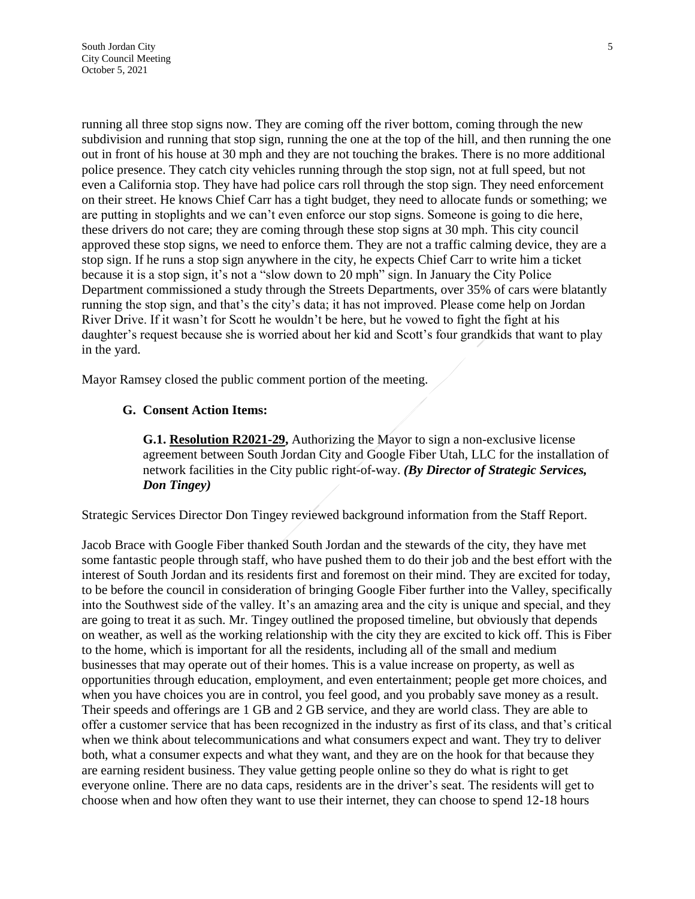running all three stop signs now. They are coming off the river bottom, coming through the new subdivision and running that stop sign, running the one at the top of the hill, and then running the one out in front of his house at 30 mph and they are not touching the brakes. There is no more additional police presence. They catch city vehicles running through the stop sign, not at full speed, but not even a California stop. They have had police cars roll through the stop sign. They need enforcement on their street. He knows Chief Carr has a tight budget, they need to allocate funds or something; we are putting in stoplights and we can't even enforce our stop signs. Someone is going to die here, these drivers do not care; they are coming through these stop signs at 30 mph. This city council approved these stop signs, we need to enforce them. They are not a traffic calming device, they are a stop sign. If he runs a stop sign anywhere in the city, he expects Chief Carr to write him a ticket because it is a stop sign, it's not a "slow down to 20 mph" sign. In January the City Police Department commissioned a study through the Streets Departments, over 35% of cars were blatantly running the stop sign, and that's the city's data; it has not improved. Please come help on Jordan River Drive. If it wasn't for Scott he wouldn't be here, but he vowed to fight the fight at his daughter's request because she is worried about her kid and Scott's four grandkids that want to play in the yard.

Mayor Ramsey closed the public comment portion of the meeting.

**G. Consent Action Items:**

**G.1. Resolution R2021-29,** Authorizing the Mayor to sign a non-exclusive license agreement between South Jordan City and Google Fiber Utah, LLC for the installation of network facilities in the City public right-of-way. ***(By Director of Strategic Services, Don Tingey)***

Strategic Services Director Don Tingey reviewed background information from the Staff Report.

Jacob Brace with Google Fiber thanked South Jordan and the stewards of the city, they have met some fantastic people through staff, who have pushed them to do their job and the best effort with the interest of South Jordan and its residents first and foremost on their mind. They are excited for today, to be before the council in consideration of bringing Google Fiber further into the Valley, specifically into the Southwest side of the valley. It's an amazing area and the city is unique and special, and they are going to treat it as such. Mr. Tingey outlined the proposed timeline, but obviously that depends on weather, as well as the working relationship with the city they are excited to kick off. This is Fiber to the home, which is important for all the residents, including all of the small and medium businesses that may operate out of their homes. This is a value increase on property, as well as opportunities through education, employment, and even entertainment; people get more choices, and when you have choices you are in control, you feel good, and you probably save money as a result. Their speeds and offerings are 1 GB and 2 GB service, and they are world class. They are able to offer a customer service that has been recognized in the industry as first of its class, and that's critical when we think about telecommunications and what consumers expect and want. They try to deliver both, what a consumer expects and what they want, and they are on the hook for that because they are earning resident business. They value getting people online so they do what is right to get everyone online. There are no data caps, residents are in the driver's seat. The residents will get to choose when and how often they want to use their internet, they can choose to spend 12-18 hours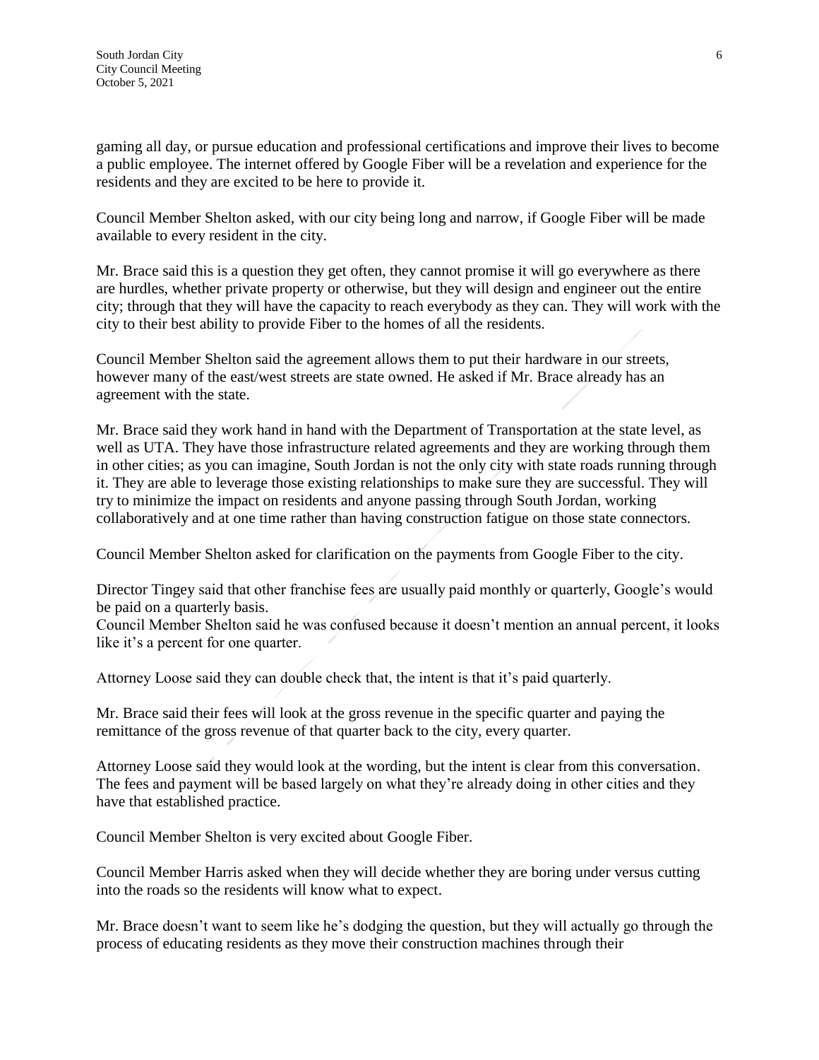gaming all day, or pursue education and professional certifications and improve their lives to become a public employee. The internet offered by Google Fiber will be a revelation and experience for the residents and they are excited to be here to provide it.

Council Member Shelton asked, with our city being long and narrow, if Google Fiber will be made available to every resident in the city.

Mr. Brace said this is a question they get often, they cannot promise it will go everywhere as there are hurdles, whether private property or otherwise, but they will design and engineer out the entire city; through that they will have the capacity to reach everybody as they can. They will work with the city to their best ability to provide Fiber to the homes of all the residents.

Council Member Shelton said the agreement allows them to put their hardware in our streets, however many of the east/west streets are state owned. He asked if Mr. Brace already has an agreement with the state.

Mr. Brace said they work hand in hand with the Department of Transportation at the state level, as well as UTA. They have those infrastructure related agreements and they are working through them in other cities; as you can imagine, South Jordan is not the only city with state roads running through it. They are able to leverage those existing relationships to make sure they are successful. They will try to minimize the impact on residents and anyone passing through South Jordan, working collaboratively and at one time rather than having construction fatigue on those state connectors.

Council Member Shelton asked for clarification on the payments from Google Fiber to the city.

Director Tingey said that other franchise fees are usually paid monthly or quarterly, Google's would be paid on a quarterly basis.
Council Member Shelton said he was confused because it doesn't mention an annual percent, it looks like it's a percent for one quarter.

Attorney Loose said they can double check that, the intent is that it's paid quarterly.

Mr. Brace said their fees will look at the gross revenue in the specific quarter and paying the remittance of the gross revenue of that quarter back to the city, every quarter.

Attorney Loose said they would look at the wording, but the intent is clear from this conversation. The fees and payment will be based largely on what they're already doing in other cities and they have that established practice.

Council Member Shelton is very excited about Google Fiber.

Council Member Harris asked when they will decide whether they are boring under versus cutting into the roads so the residents will know what to expect.

Mr. Brace doesn't want to seem like he's dodging the question, but they will actually go through the process of educating residents as they move their construction machines through their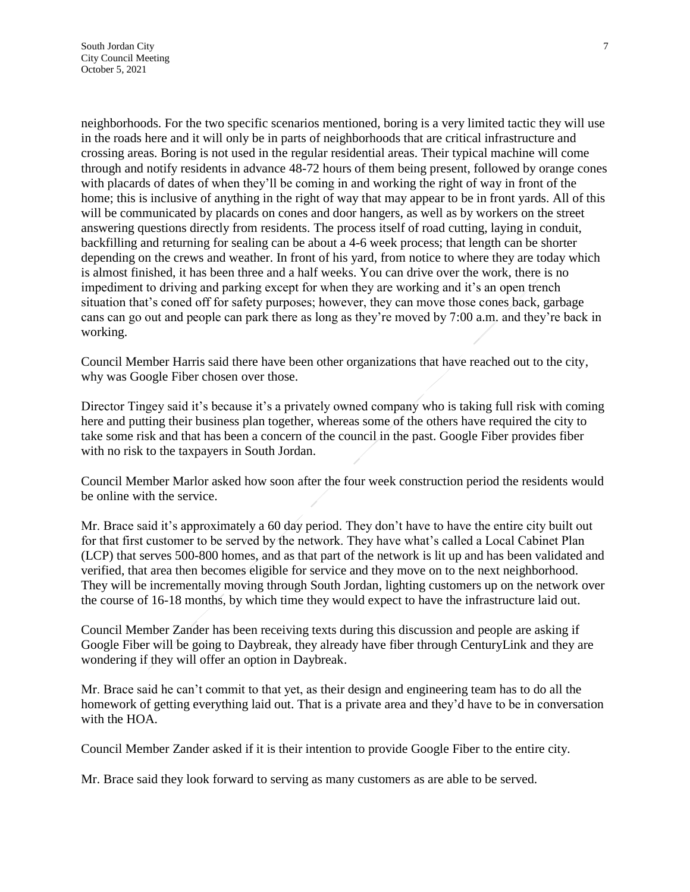neighborhoods. For the two specific scenarios mentioned, boring is a very limited tactic they will use in the roads here and it will only be in parts of neighborhoods that are critical infrastructure and crossing areas. Boring is not used in the regular residential areas. Their typical machine will come through and notify residents in advance 48-72 hours of them being present, followed by orange cones with placards of dates of when they'll be coming in and working the right of way in front of the home; this is inclusive of anything in the right of way that may appear to be in front yards. All of this will be communicated by placards on cones and door hangers, as well as by workers on the street answering questions directly from residents. The process itself of road cutting, laying in conduit, backfilling and returning for sealing can be about a 4-6 week process; that length can be shorter depending on the crews and weather. In front of his yard, from notice to where they are today which is almost finished, it has been three and a half weeks. You can drive over the work, there is no impediment to driving and parking except for when they are working and it's an open trench situation that's coned off for safety purposes; however, they can move those cones back, garbage cans can go out and people can park there as long as they're moved by 7:00 a.m. and they're back in working.

Council Member Harris said there have been other organizations that have reached out to the city, why was Google Fiber chosen over those.

Director Tingey said it's because it's a privately owned company who is taking full risk with coming here and putting their business plan together, whereas some of the others have required the city to take some risk and that has been a concern of the council in the past. Google Fiber provides fiber with no risk to the taxpayers in South Jordan.

Council Member Marlor asked how soon after the four week construction period the residents would be online with the service.

Mr. Brace said it's approximately a 60 day period. They don't have to have the entire city built out for that first customer to be served by the network. They have what's called a Local Cabinet Plan (LCP) that serves 500-800 homes, and as that part of the network is lit up and has been validated and verified, that area then becomes eligible for service and they move on to the next neighborhood. They will be incrementally moving through South Jordan, lighting customers up on the network over the course of 16-18 months, by which time they would expect to have the infrastructure laid out.

Council Member Zander has been receiving texts during this discussion and people are asking if Google Fiber will be going to Daybreak, they already have fiber through CenturyLink and they are wondering if they will offer an option in Daybreak.

Mr. Brace said he can't commit to that yet, as their design and engineering team has to do all the homework of getting everything laid out. That is a private area and they'd have to be in conversation with the HOA.

Council Member Zander asked if it is their intention to provide Google Fiber to the entire city.

Mr. Brace said they look forward to serving as many customers as are able to be served.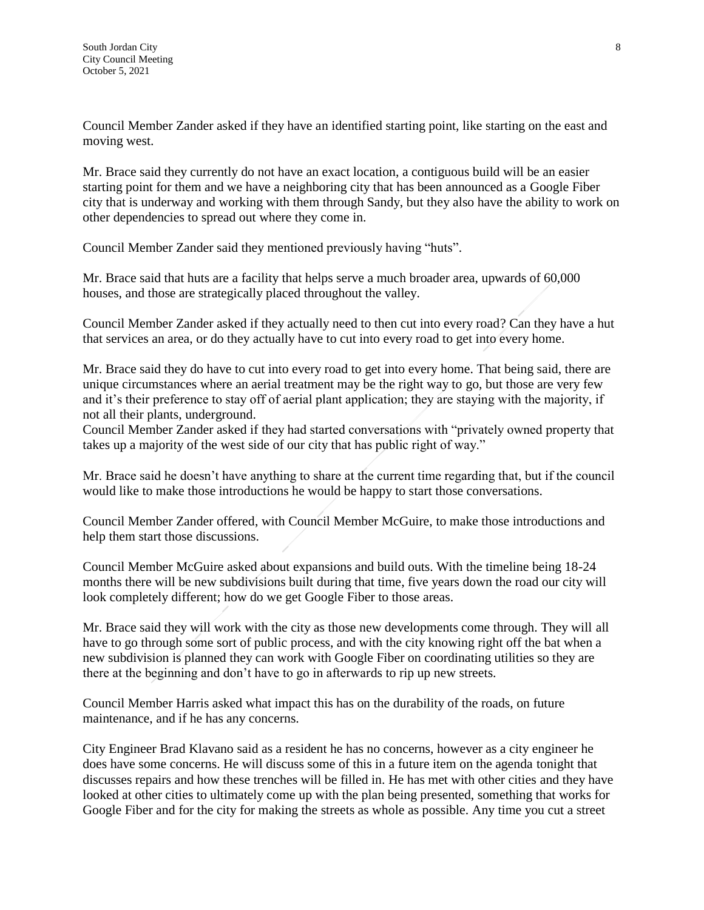Council Member Zander asked if they have an identified starting point, like starting on the east and moving west.

Mr. Brace said they currently do not have an exact location, a contiguous build will be an easier starting point for them and we have a neighboring city that has been announced as a Google Fiber city that is underway and working with them through Sandy, but they also have the ability to work on other dependencies to spread out where they come in.

Council Member Zander said they mentioned previously having "huts".

Mr. Brace said that huts are a facility that helps serve a much broader area, upwards of 60,000 houses, and those are strategically placed throughout the valley.

Council Member Zander asked if they actually need to then cut into every road? Can they have a hut that services an area, or do they actually have to cut into every road to get into every home.

Mr. Brace said they do have to cut into every road to get into every home. That being said, there are unique circumstances where an aerial treatment may be the right way to go, but those are very few and it's their preference to stay off of aerial plant application; they are staying with the majority, if not all their plants, underground.

Council Member Zander asked if they had started conversations with "privately owned property that takes up a majority of the west side of our city that has public right of way."

Mr. Brace said he doesn't have anything to share at the current time regarding that, but if the council would like to make those introductions he would be happy to start those conversations.

Council Member Zander offered, with Council Member McGuire, to make those introductions and help them start those discussions.

Council Member McGuire asked about expansions and build outs. With the timeline being 18-24 months there will be new subdivisions built during that time, five years down the road our city will look completely different; how do we get Google Fiber to those areas.

Mr. Brace said they will work with the city as those new developments come through. They will all have to go through some sort of public process, and with the city knowing right off the bat when a new subdivision is planned they can work with Google Fiber on coordinating utilities so they are there at the beginning and don't have to go in afterwards to rip up new streets.

Council Member Harris asked what impact this has on the durability of the roads, on future maintenance, and if he has any concerns.

City Engineer Brad Klavano said as a resident he has no concerns, however as a city engineer he does have some concerns. He will discuss some of this in a future item on the agenda tonight that discusses repairs and how these trenches will be filled in. He has met with other cities and they have looked at other cities to ultimately come up with the plan being presented, something that works for Google Fiber and for the city for making the streets as whole as possible. Any time you cut a street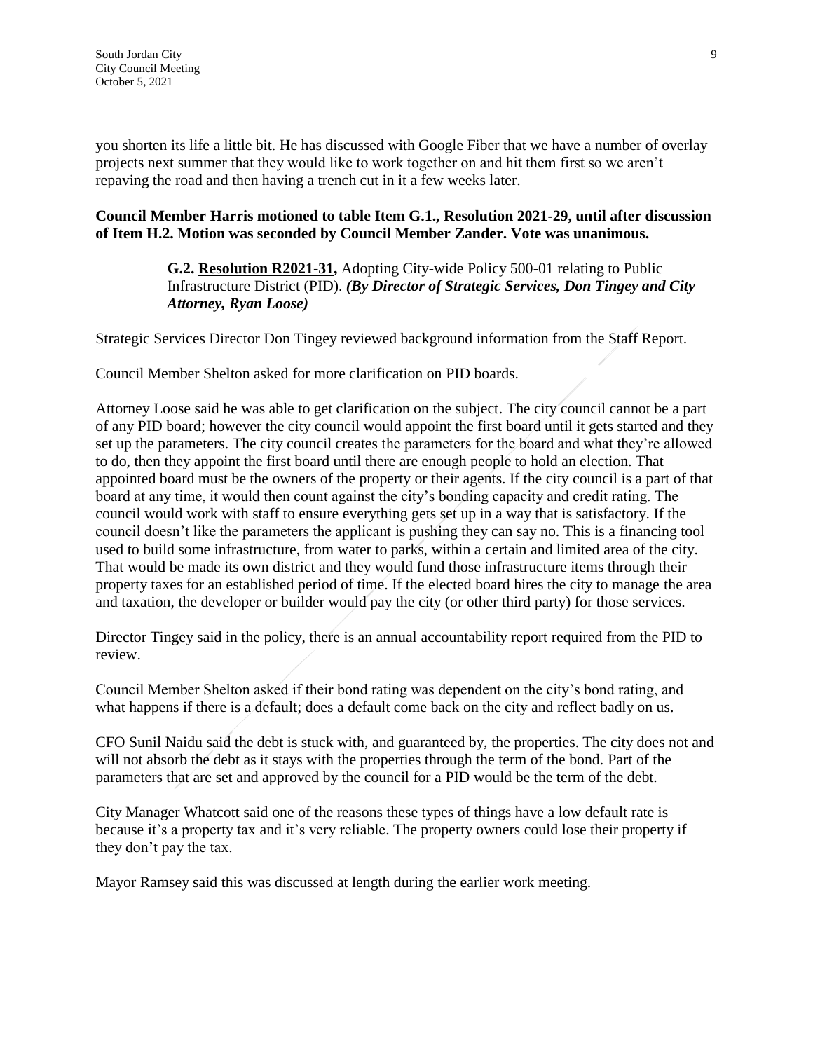you shorten its life a little bit. He has discussed with Google Fiber that we have a number of overlay projects next summer that they would like to work together on and hit them first so we aren't repaving the road and then having a trench cut in it a few weeks later.

**Council Member Harris motioned to table Item G.1., Resolution 2021-29, until after discussion of Item H.2. Motion was seconded by Council Member Zander. Vote was unanimous.**

> **G.2. Resolution R2021-31,** Adopting City-wide Policy 500-01 relating to Public Infrastructure District (PID). ***(By Director of Strategic Services, Don Tingey and City Attorney, Ryan Loose)***

Strategic Services Director Don Tingey reviewed background information from the Staff Report.

Council Member Shelton asked for more clarification on PID boards.

Attorney Loose said he was able to get clarification on the subject. The city council cannot be a part of any PID board; however the city council would appoint the first board until it gets started and they set up the parameters. The city council creates the parameters for the board and what they're allowed to do, then they appoint the first board until there are enough people to hold an election. That appointed board must be the owners of the property or their agents. If the city council is a part of that board at any time, it would then count against the city's bonding capacity and credit rating. The council would work with staff to ensure everything gets set up in a way that is satisfactory. If the council doesn't like the parameters the applicant is pushing they can say no. This is a financing tool used to build some infrastructure, from water to parks, within a certain and limited area of the city. That would be made its own district and they would fund those infrastructure items through their property taxes for an established period of time. If the elected board hires the city to manage the area and taxation, the developer or builder would pay the city (or other third party) for those services.

Director Tingey said in the policy, there is an annual accountability report required from the PID to review.

Council Member Shelton asked if their bond rating was dependent on the city's bond rating, and what happens if there is a default; does a default come back on the city and reflect badly on us.

CFO Sunil Naidu said the debt is stuck with, and guaranteed by, the properties. The city does not and will not absorb the debt as it stays with the properties through the term of the bond. Part of the parameters that are set and approved by the council for a PID would be the term of the debt.

City Manager Whatcott said one of the reasons these types of things have a low default rate is because it's a property tax and it's very reliable. The property owners could lose their property if they don't pay the tax.

Mayor Ramsey said this was discussed at length during the earlier work meeting.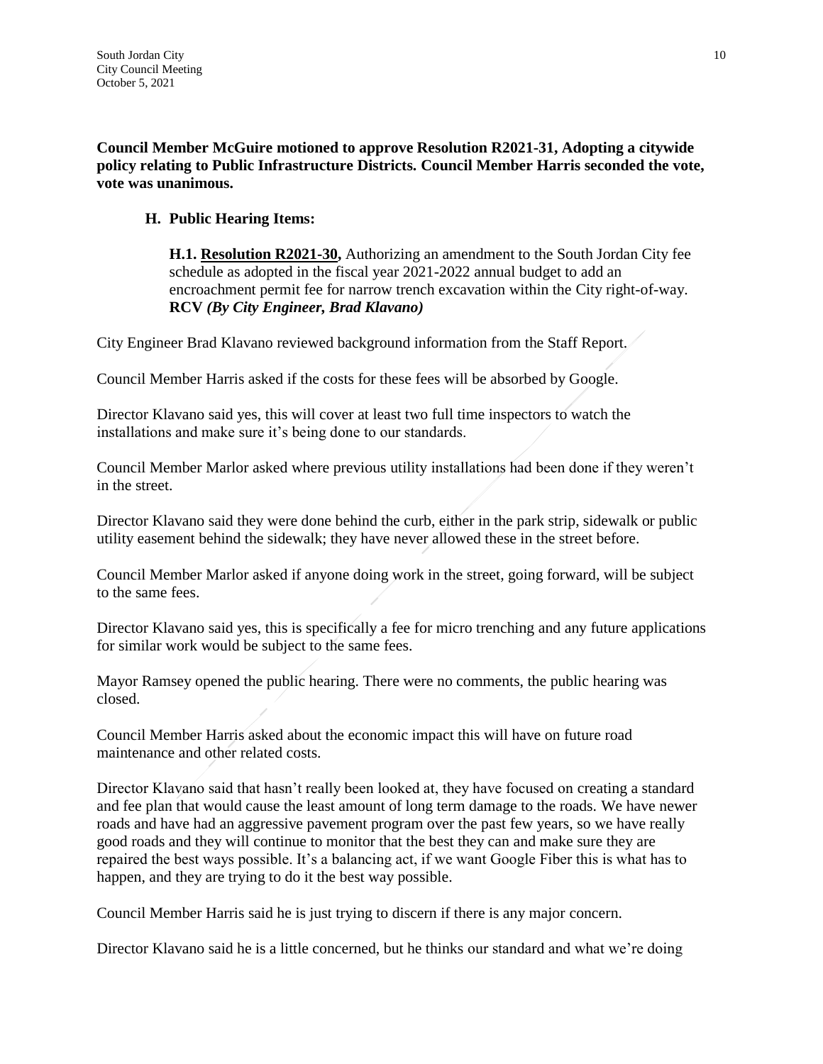**Council Member McGuire motioned to approve Resolution R2021-31, Adopting a citywide policy relating to Public Infrastructure Districts. Council Member Harris seconded the vote, vote was unanimous.**

**H. Public Hearing Items:**

**H.1. Resolution R2021-30,** Authorizing an amendment to the South Jordan City fee schedule as adopted in the fiscal year 2021-2022 annual budget to add an encroachment permit fee for narrow trench excavation within the City right-of-way. **RCV** ***(By City Engineer, Brad Klavano)***

City Engineer Brad Klavano reviewed background information from the Staff Report.

Council Member Harris asked if the costs for these fees will be absorbed by Google.

Director Klavano said yes, this will cover at least two full time inspectors to watch the installations and make sure it's being done to our standards.

Council Member Marlor asked where previous utility installations had been done if they weren't in the street.

Director Klavano said they were done behind the curb, either in the park strip, sidewalk or public utility easement behind the sidewalk; they have never allowed these in the street before.

Council Member Marlor asked if anyone doing work in the street, going forward, will be subject to the same fees.

Director Klavano said yes, this is specifically a fee for micro trenching and any future applications for similar work would be subject to the same fees.

Mayor Ramsey opened the public hearing. There were no comments, the public hearing was closed.

Council Member Harris asked about the economic impact this will have on future road maintenance and other related costs.

Director Klavano said that hasn't really been looked at, they have focused on creating a standard and fee plan that would cause the least amount of long term damage to the roads. We have newer roads and have had an aggressive pavement program over the past few years, so we have really good roads and they will continue to monitor that the best they can and make sure they are repaired the best ways possible. It's a balancing act, if we want Google Fiber this is what has to happen, and they are trying to do it the best way possible.

Council Member Harris said he is just trying to discern if there is any major concern.

Director Klavano said he is a little concerned, but he thinks our standard and what we're doing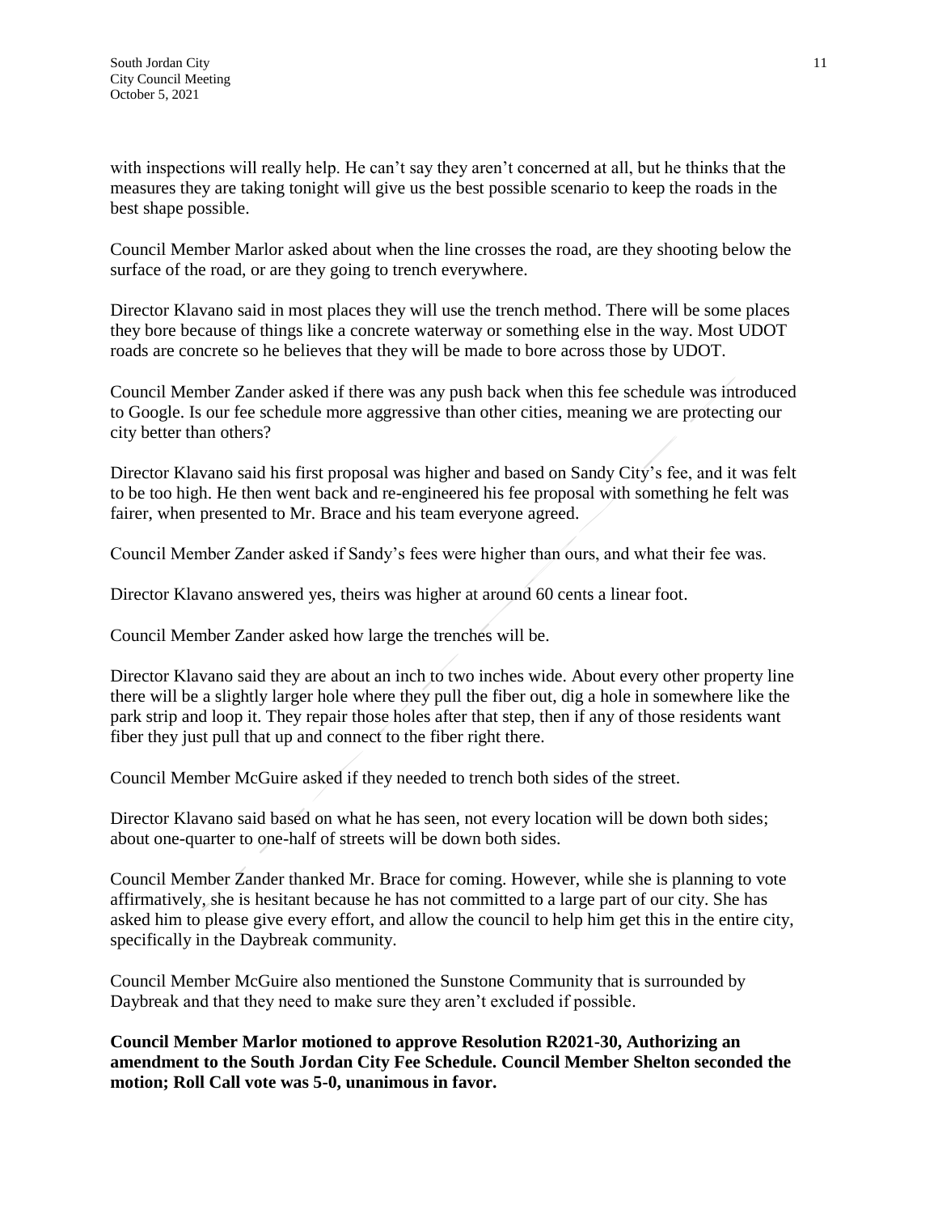with inspections will really help. He can't say they aren't concerned at all, but he thinks that the measures they are taking tonight will give us the best possible scenario to keep the roads in the best shape possible.

Council Member Marlor asked about when the line crosses the road, are they shooting below the surface of the road, or are they going to trench everywhere.

Director Klavano said in most places they will use the trench method. There will be some places they bore because of things like a concrete waterway or something else in the way. Most UDOT roads are concrete so he believes that they will be made to bore across those by UDOT.

Council Member Zander asked if there was any push back when this fee schedule was introduced to Google. Is our fee schedule more aggressive than other cities, meaning we are protecting our city better than others?

Director Klavano said his first proposal was higher and based on Sandy City's fee, and it was felt to be too high. He then went back and re-engineered his fee proposal with something he felt was fairer, when presented to Mr. Brace and his team everyone agreed.

Council Member Zander asked if Sandy's fees were higher than ours, and what their fee was.

Director Klavano answered yes, theirs was higher at around 60 cents a linear foot.

Council Member Zander asked how large the trenches will be.

Director Klavano said they are about an inch to two inches wide. About every other property line there will be a slightly larger hole where they pull the fiber out, dig a hole in somewhere like the park strip and loop it. They repair those holes after that step, then if any of those residents want fiber they just pull that up and connect to the fiber right there.

Council Member McGuire asked if they needed to trench both sides of the street.

Director Klavano said based on what he has seen, not every location will be down both sides; about one-quarter to one-half of streets will be down both sides.

Council Member Zander thanked Mr. Brace for coming. However, while she is planning to vote affirmatively, she is hesitant because he has not committed to a large part of our city. She has asked him to please give every effort, and allow the council to help him get this in the entire city, specifically in the Daybreak community.

Council Member McGuire also mentioned the Sunstone Community that is surrounded by Daybreak and that they need to make sure they aren't excluded if possible.

**Council Member Marlor motioned to approve Resolution R2021-30, Authorizing an amendment to the South Jordan City Fee Schedule. Council Member Shelton seconded the motion; Roll Call vote was 5-0, unanimous in favor.**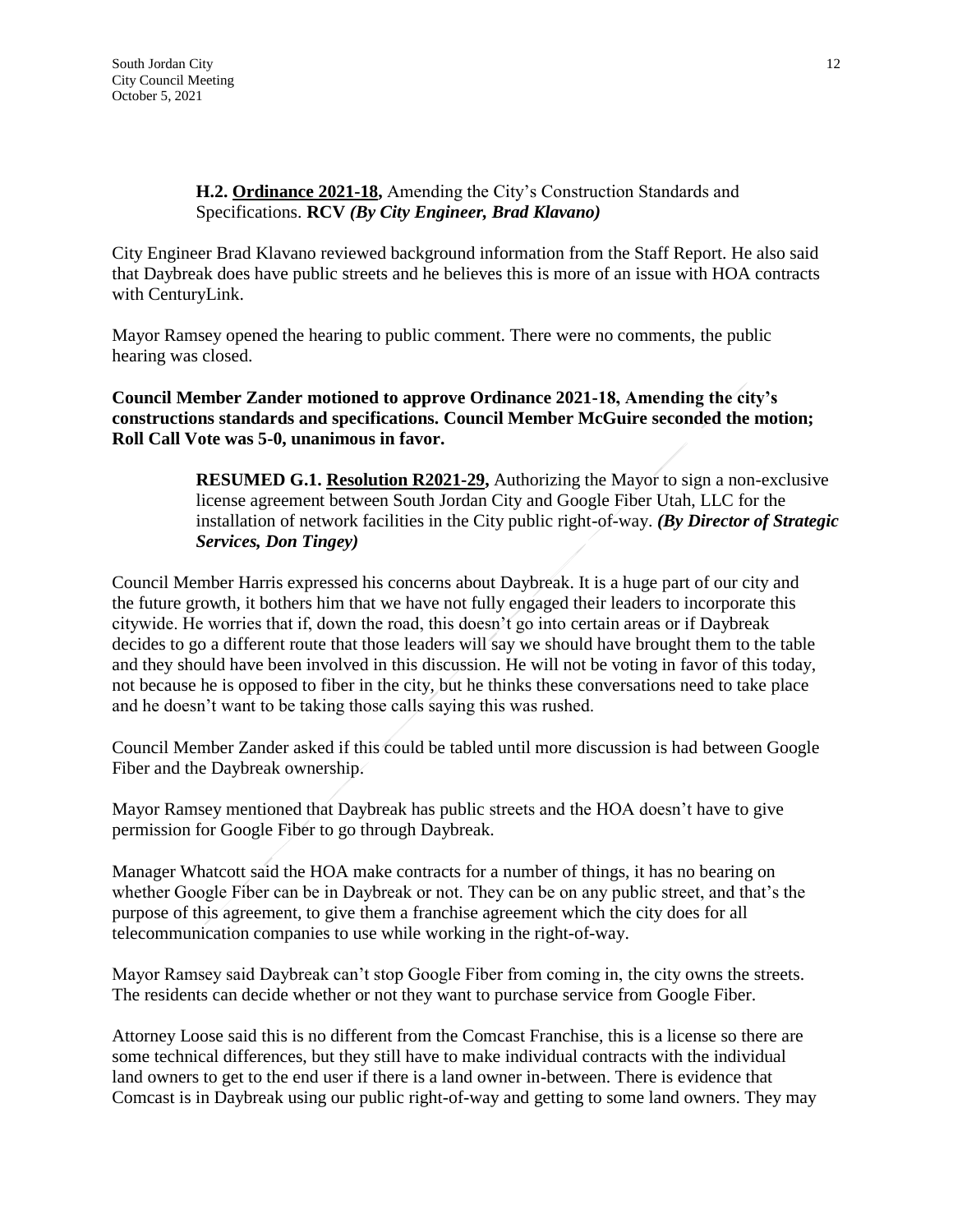**H.2. Ordinance 2021-18,** Amending the City's Construction Standards and Specifications. **RCV** ***(By City Engineer, Brad Klavano)***

City Engineer Brad Klavano reviewed background information from the Staff Report. He also said that Daybreak does have public streets and he believes this is more of an issue with HOA contracts with CenturyLink.

Mayor Ramsey opened the hearing to public comment. There were no comments, the public hearing was closed.

**Council Member Zander motioned to approve Ordinance 2021-18, Amending the city's constructions standards and specifications. Council Member McGuire seconded the motion; Roll Call Vote was 5-0, unanimous in favor.**

**RESUMED G.1. Resolution R2021-29,** Authorizing the Mayor to sign a non-exclusive license agreement between South Jordan City and Google Fiber Utah, LLC for the installation of network facilities in the City public right-of-way. ***(By Director of Strategic Services, Don Tingey)***

Council Member Harris expressed his concerns about Daybreak. It is a huge part of our city and the future growth, it bothers him that we have not fully engaged their leaders to incorporate this citywide. He worries that if, down the road, this doesn't go into certain areas or if Daybreak decides to go a different route that those leaders will say we should have brought them to the table and they should have been involved in this discussion. He will not be voting in favor of this today, not because he is opposed to fiber in the city, but he thinks these conversations need to take place and he doesn't want to be taking those calls saying this was rushed.

Council Member Zander asked if this could be tabled until more discussion is had between Google Fiber and the Daybreak ownership.

Mayor Ramsey mentioned that Daybreak has public streets and the HOA doesn't have to give permission for Google Fiber to go through Daybreak.

Manager Whatcott said the HOA make contracts for a number of things, it has no bearing on whether Google Fiber can be in Daybreak or not. They can be on any public street, and that's the purpose of this agreement, to give them a franchise agreement which the city does for all telecommunication companies to use while working in the right-of-way.

Mayor Ramsey said Daybreak can't stop Google Fiber from coming in, the city owns the streets. The residents can decide whether or not they want to purchase service from Google Fiber.

Attorney Loose said this is no different from the Comcast Franchise, this is a license so there are some technical differences, but they still have to make individual contracts with the individual land owners to get to the end user if there is a land owner in-between. There is evidence that Comcast is in Daybreak using our public right-of-way and getting to some land owners. They may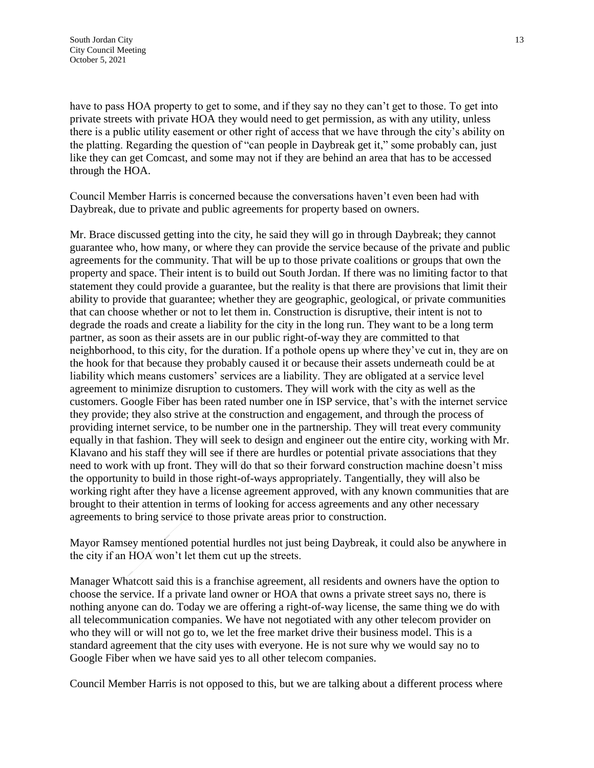have to pass HOA property to get to some, and if they say no they can't get to those. To get into private streets with private HOA they would need to get permission, as with any utility, unless there is a public utility easement or other right of access that we have through the city's ability on the platting. Regarding the question of "can people in Daybreak get it," some probably can, just like they can get Comcast, and some may not if they are behind an area that has to be accessed through the HOA.

Council Member Harris is concerned because the conversations haven't even been had with Daybreak, due to private and public agreements for property based on owners.

Mr. Brace discussed getting into the city, he said they will go in through Daybreak; they cannot guarantee who, how many, or where they can provide the service because of the private and public agreements for the community. That will be up to those private coalitions or groups that own the property and space. Their intent is to build out South Jordan. If there was no limiting factor to that statement they could provide a guarantee, but the reality is that there are provisions that limit their ability to provide that guarantee; whether they are geographic, geological, or private communities that can choose whether or not to let them in. Construction is disruptive, their intent is not to degrade the roads and create a liability for the city in the long run. They want to be a long term partner, as soon as their assets are in our public right-of-way they are committed to that neighborhood, to this city, for the duration. If a pothole opens up where they've cut in, they are on the hook for that because they probably caused it or because their assets underneath could be at liability which means customers' services are a liability. They are obligated at a service level agreement to minimize disruption to customers. They will work with the city as well as the customers. Google Fiber has been rated number one in ISP service, that's with the internet service they provide; they also strive at the construction and engagement, and through the process of providing internet service, to be number one in the partnership. They will treat every community equally in that fashion. They will seek to design and engineer out the entire city, working with Mr. Klavano and his staff they will see if there are hurdles or potential private associations that they need to work with up front. They will do that so their forward construction machine doesn't miss the opportunity to build in those right-of-ways appropriately. Tangentially, they will also be working right after they have a license agreement approved, with any known communities that are brought to their attention in terms of looking for access agreements and any other necessary agreements to bring service to those private areas prior to construction.

Mayor Ramsey mentioned potential hurdles not just being Daybreak, it could also be anywhere in the city if an HOA won't let them cut up the streets.

Manager Whatcott said this is a franchise agreement, all residents and owners have the option to choose the service. If a private land owner or HOA that owns a private street says no, there is nothing anyone can do. Today we are offering a right-of-way license, the same thing we do with all telecommunication companies. We have not negotiated with any other telecom provider on who they will or will not go to, we let the free market drive their business model. This is a standard agreement that the city uses with everyone. He is not sure why we would say no to Google Fiber when we have said yes to all other telecom companies.

Council Member Harris is not opposed to this, but we are talking about a different process where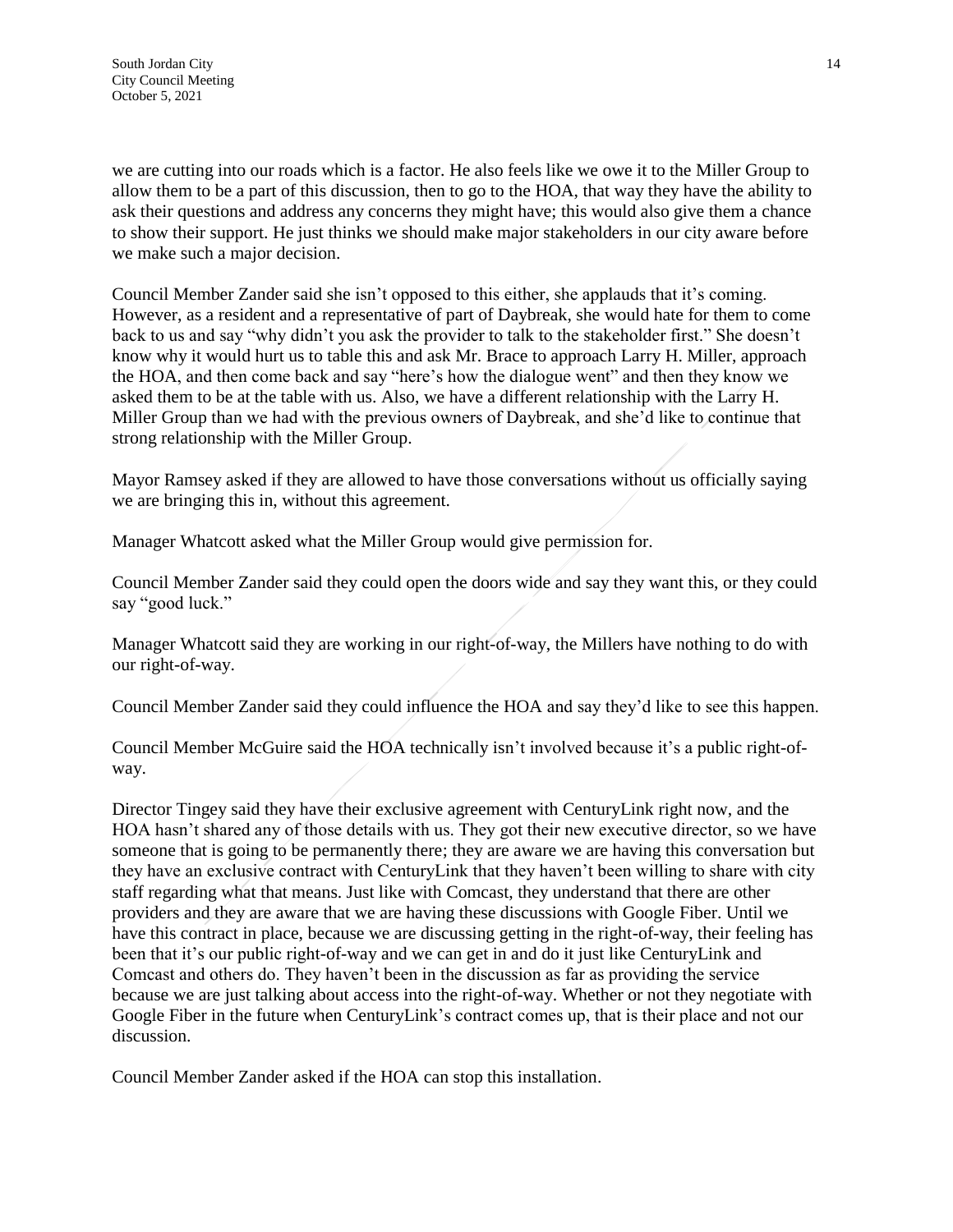we are cutting into our roads which is a factor. He also feels like we owe it to the Miller Group to allow them to be a part of this discussion, then to go to the HOA, that way they have the ability to ask their questions and address any concerns they might have; this would also give them a chance to show their support. He just thinks we should make major stakeholders in our city aware before we make such a major decision.

Council Member Zander said she isn't opposed to this either, she applauds that it's coming. However, as a resident and a representative of part of Daybreak, she would hate for them to come back to us and say "why didn't you ask the provider to talk to the stakeholder first." She doesn't know why it would hurt us to table this and ask Mr. Brace to approach Larry H. Miller, approach the HOA, and then come back and say "here's how the dialogue went" and then they know we asked them to be at the table with us. Also, we have a different relationship with the Larry H. Miller Group than we had with the previous owners of Daybreak, and she'd like to continue that strong relationship with the Miller Group.

Mayor Ramsey asked if they are allowed to have those conversations without us officially saying we are bringing this in, without this agreement.

Manager Whatcott asked what the Miller Group would give permission for.

Council Member Zander said they could open the doors wide and say they want this, or they could say "good luck."

Manager Whatcott said they are working in our right-of-way, the Millers have nothing to do with our right-of-way.

Council Member Zander said they could influence the HOA and say they'd like to see this happen.

Council Member McGuire said the HOA technically isn't involved because it's a public right-of-way.

Director Tingey said they have their exclusive agreement with CenturyLink right now, and the HOA hasn't shared any of those details with us. They got their new executive director, so we have someone that is going to be permanently there; they are aware we are having this conversation but they have an exclusive contract with CenturyLink that they haven't been willing to share with city staff regarding what that means. Just like with Comcast, they understand that there are other providers and they are aware that we are having these discussions with Google Fiber. Until we have this contract in place, because we are discussing getting in the right-of-way, their feeling has been that it's our public right-of-way and we can get in and do it just like CenturyLink and Comcast and others do. They haven't been in the discussion as far as providing the service because we are just talking about access into the right-of-way. Whether or not they negotiate with Google Fiber in the future when CenturyLink's contract comes up, that is their place and not our discussion.

Council Member Zander asked if the HOA can stop this installation.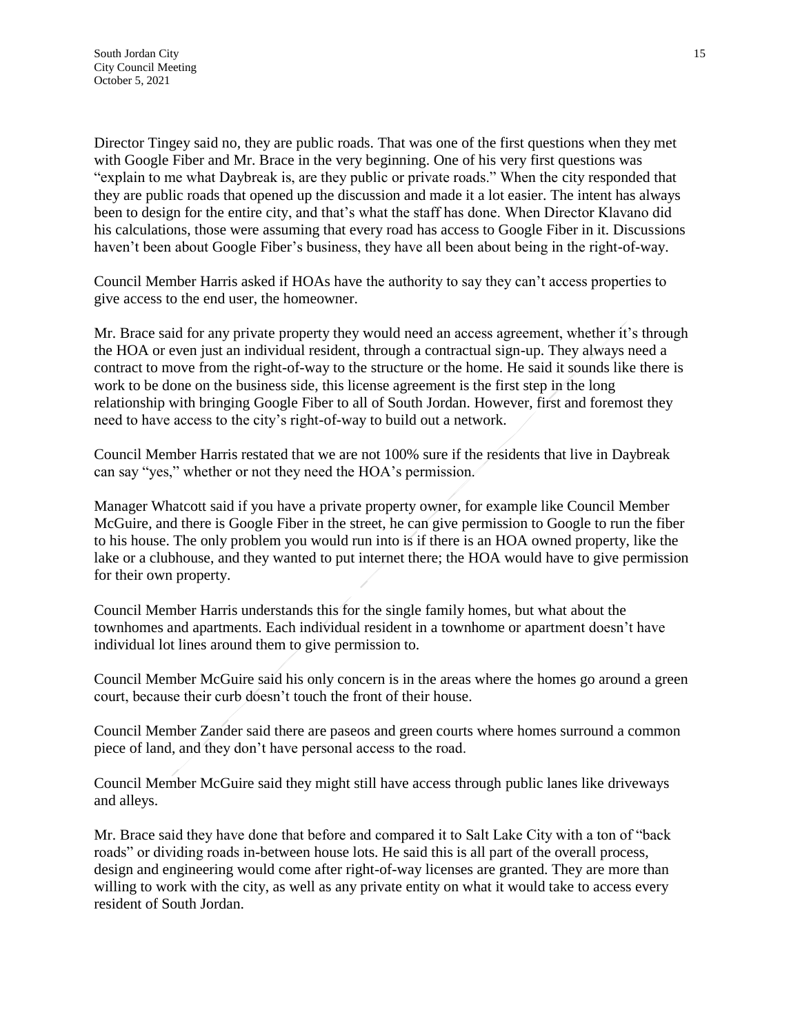Director Tingey said no, they are public roads. That was one of the first questions when they met with Google Fiber and Mr. Brace in the very beginning. One of his very first questions was "explain to me what Daybreak is, are they public or private roads." When the city responded that they are public roads that opened up the discussion and made it a lot easier. The intent has always been to design for the entire city, and that's what the staff has done. When Director Klavano did his calculations, those were assuming that every road has access to Google Fiber in it. Discussions haven't been about Google Fiber's business, they have all been about being in the right-of-way.

Council Member Harris asked if HOAs have the authority to say they can't access properties to give access to the end user, the homeowner.

Mr. Brace said for any private property they would need an access agreement, whether it's through the HOA or even just an individual resident, through a contractual sign-up. They always need a contract to move from the right-of-way to the structure or the home. He said it sounds like there is work to be done on the business side, this license agreement is the first step in the long relationship with bringing Google Fiber to all of South Jordan. However, first and foremost they need to have access to the city's right-of-way to build out a network.

Council Member Harris restated that we are not 100% sure if the residents that live in Daybreak can say "yes," whether or not they need the HOA's permission.

Manager Whatcott said if you have a private property owner, for example like Council Member McGuire, and there is Google Fiber in the street, he can give permission to Google to run the fiber to his house. The only problem you would run into is if there is an HOA owned property, like the lake or a clubhouse, and they wanted to put internet there; the HOA would have to give permission for their own property.

Council Member Harris understands this for the single family homes, but what about the townhomes and apartments. Each individual resident in a townhome or apartment doesn't have individual lot lines around them to give permission to.

Council Member McGuire said his only concern is in the areas where the homes go around a green court, because their curb doesn't touch the front of their house.

Council Member Zander said there are paseos and green courts where homes surround a common piece of land, and they don't have personal access to the road.

Council Member McGuire said they might still have access through public lanes like driveways and alleys.

Mr. Brace said they have done that before and compared it to Salt Lake City with a ton of "back roads" or dividing roads in-between house lots. He said this is all part of the overall process, design and engineering would come after right-of-way licenses are granted. They are more than willing to work with the city, as well as any private entity on what it would take to access every resident of South Jordan.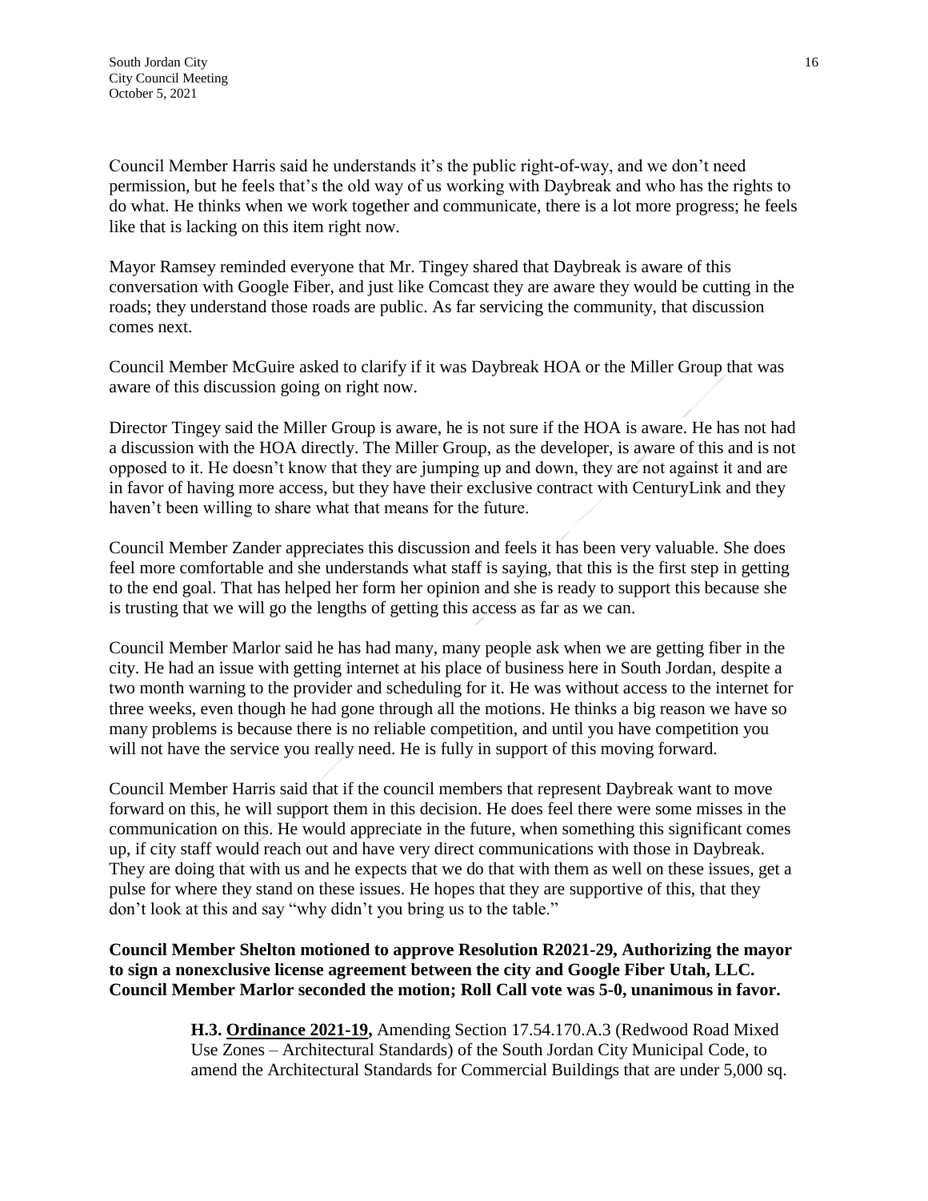Council Member Harris said he understands it's the public right-of-way, and we don't need permission, but he feels that's the old way of us working with Daybreak and who has the rights to do what. He thinks when we work together and communicate, there is a lot more progress; he feels like that is lacking on this item right now.

Mayor Ramsey reminded everyone that Mr. Tingey shared that Daybreak is aware of this conversation with Google Fiber, and just like Comcast they are aware they would be cutting in the roads; they understand those roads are public. As far servicing the community, that discussion comes next.

Council Member McGuire asked to clarify if it was Daybreak HOA or the Miller Group that was aware of this discussion going on right now.

Director Tingey said the Miller Group is aware, he is not sure if the HOA is aware. He has not had a discussion with the HOA directly. The Miller Group, as the developer, is aware of this and is not opposed to it. He doesn't know that they are jumping up and down, they are not against it and are in favor of having more access, but they have their exclusive contract with CenturyLink and they haven't been willing to share what that means for the future.

Council Member Zander appreciates this discussion and feels it has been very valuable. She does feel more comfortable and she understands what staff is saying, that this is the first step in getting to the end goal. That has helped her form her opinion and she is ready to support this because she is trusting that we will go the lengths of getting this access as far as we can.

Council Member Marlor said he has had many, many people ask when we are getting fiber in the city. He had an issue with getting internet at his place of business here in South Jordan, despite a two month warning to the provider and scheduling for it. He was without access to the internet for three weeks, even though he had gone through all the motions. He thinks a big reason we have so many problems is because there is no reliable competition, and until you have competition you will not have the service you really need. He is fully in support of this moving forward.

Council Member Harris said that if the council members that represent Daybreak want to move forward on this, he will support them in this decision. He does feel there were some misses in the communication on this. He would appreciate in the future, when something this significant comes up, if city staff would reach out and have very direct communications with those in Daybreak. They are doing that with us and he expects that we do that with them as well on these issues, get a pulse for where they stand on these issues. He hopes that they are supportive of this, that they don't look at this and say "why didn't you bring us to the table."

**Council Member Shelton motioned to approve Resolution R2021-29, Authorizing the mayor to sign a nonexclusive license agreement between the city and Google Fiber Utah, LLC. Council Member Marlor seconded the motion; Roll Call vote was 5-0, unanimous in favor.**

**H.3. <u>Ordinance 2021-19</u>,** Amending Section 17.54.170.A.3 (Redwood Road Mixed Use Zones – Architectural Standards) of the South Jordan City Municipal Code, to amend the Architectural Standards for Commercial Buildings that are under 5,000 sq.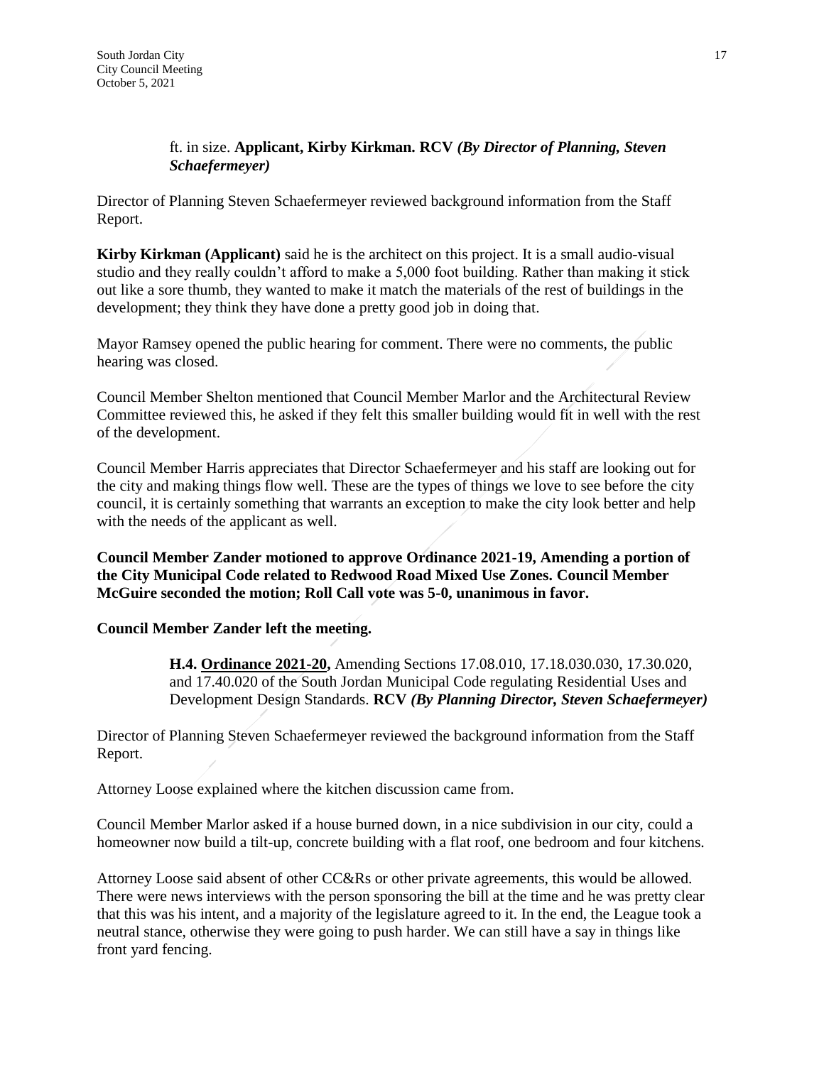ft. in size. **Applicant, Kirby Kirkman. RCV** ***(By Director of Planning, Steven Schaefermeyer)***

Director of Planning Steven Schaefermeyer reviewed background information from the Staff Report.

**Kirby Kirkman (Applicant)** said he is the architect on this project. It is a small audio-visual studio and they really couldn't afford to make a 5,000 foot building. Rather than making it stick out like a sore thumb, they wanted to make it match the materials of the rest of buildings in the development; they think they have done a pretty good job in doing that.

Mayor Ramsey opened the public hearing for comment. There were no comments, the public hearing was closed.

Council Member Shelton mentioned that Council Member Marlor and the Architectural Review Committee reviewed this, he asked if they felt this smaller building would fit in well with the rest of the development.

Council Member Harris appreciates that Director Schaefermeyer and his staff are looking out for the city and making things flow well. These are the types of things we love to see before the city council, it is certainly something that warrants an exception to make the city look better and help with the needs of the applicant as well.

**Council Member Zander motioned to approve Ordinance 2021-19, Amending a portion of the City Municipal Code related to Redwood Road Mixed Use Zones. Council Member McGuire seconded the motion; Roll Call vote was 5-0, unanimous in favor.**

**Council Member Zander left the meeting.**

**H.4. <u>Ordinance 2021-20</u>,** Amending Sections 17.08.010, 17.18.030.030, 17.30.020, and 17.40.020 of the South Jordan Municipal Code regulating Residential Uses and Development Design Standards. **RCV** ***(By Planning Director, Steven Schaefermeyer)***

Director of Planning Steven Schaefermeyer reviewed the background information from the Staff Report.

Attorney Loose explained where the kitchen discussion came from.

Council Member Marlor asked if a house burned down, in a nice subdivision in our city, could a homeowner now build a tilt-up, concrete building with a flat roof, one bedroom and four kitchens.

Attorney Loose said absent of other CC&Rs or other private agreements, this would be allowed. There were news interviews with the person sponsoring the bill at the time and he was pretty clear that this was his intent, and a majority of the legislature agreed to it. In the end, the League took a neutral stance, otherwise they were going to push harder. We can still have a say in things like front yard fencing.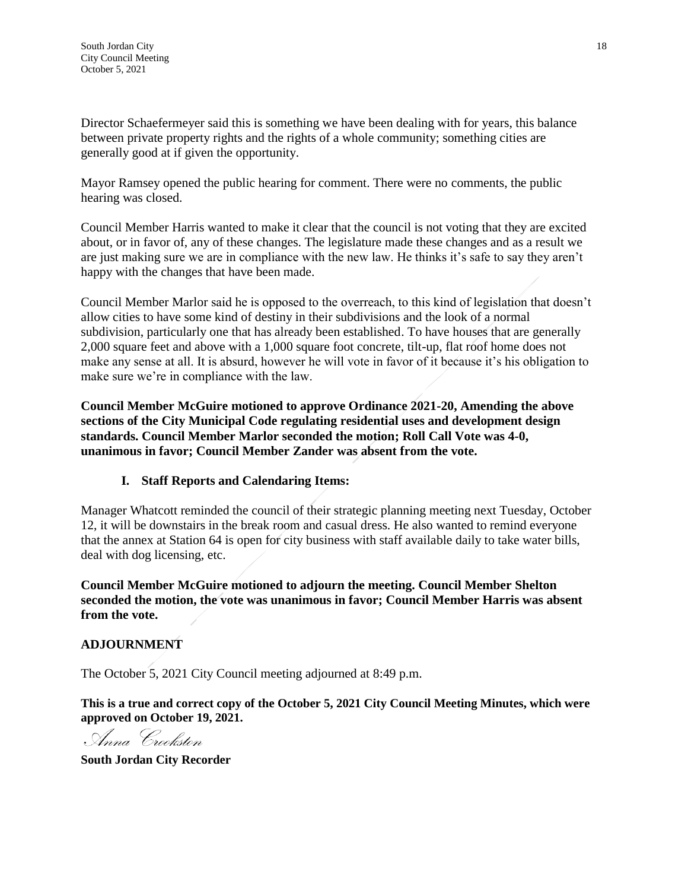Director Schaefermeyer said this is something we have been dealing with for years, this balance between private property rights and the rights of a whole community; something cities are generally good at if given the opportunity.

Mayor Ramsey opened the public hearing for comment. There were no comments, the public hearing was closed.

Council Member Harris wanted to make it clear that the council is not voting that they are excited about, or in favor of, any of these changes. The legislature made these changes and as a result we are just making sure we are in compliance with the new law. He thinks it's safe to say they aren't happy with the changes that have been made.

Council Member Marlor said he is opposed to the overreach, to this kind of legislation that doesn't allow cities to have some kind of destiny in their subdivisions and the look of a normal subdivision, particularly one that has already been established. To have houses that are generally 2,000 square feet and above with a 1,000 square foot concrete, tilt-up, flat roof home does not make any sense at all. It is absurd, however he will vote in favor of it because it's his obligation to make sure we're in compliance with the law.

**Council Member McGuire motioned to approve Ordinance 2021-20, Amending the above sections of the City Municipal Code regulating residential uses and development design standards. Council Member Marlor seconded the motion; Roll Call Vote was 4-0, unanimous in favor; Council Member Zander was absent from the vote.**

### I. Staff Reports and Calendaring Items:

Manager Whatcott reminded the council of their strategic planning meeting next Tuesday, October 12, it will be downstairs in the break room and casual dress. He also wanted to remind everyone that the annex at Station 64 is open for city business with staff available daily to take water bills, deal with dog licensing, etc.

**Council Member McGuire motioned to adjourn the meeting. Council Member Shelton seconded the motion, the vote was unanimous in favor; Council Member Harris was absent from the vote.**

## ADJOURNMENT

The October 5, 2021 City Council meeting adjourned at 8:49 p.m.

**This is a true and correct copy of the October 5, 2021 City Council Meeting Minutes, which were approved on October 19, 2021.**

*Anna Crookston*

**South Jordan City Recorder**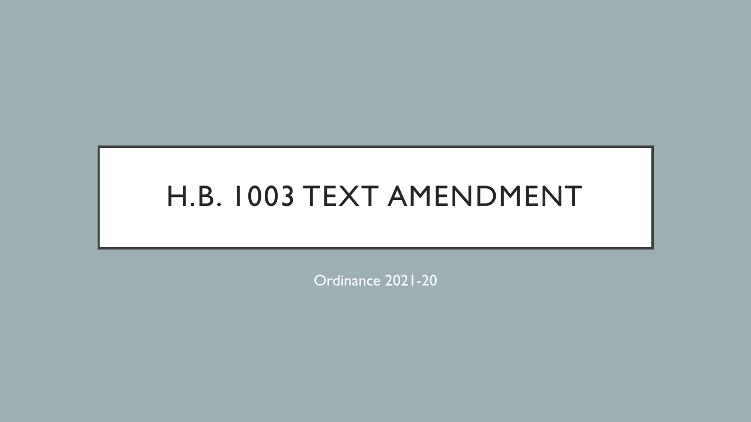# H.B. 1003 TEXT AMENDMENT

Ordinance 2021-20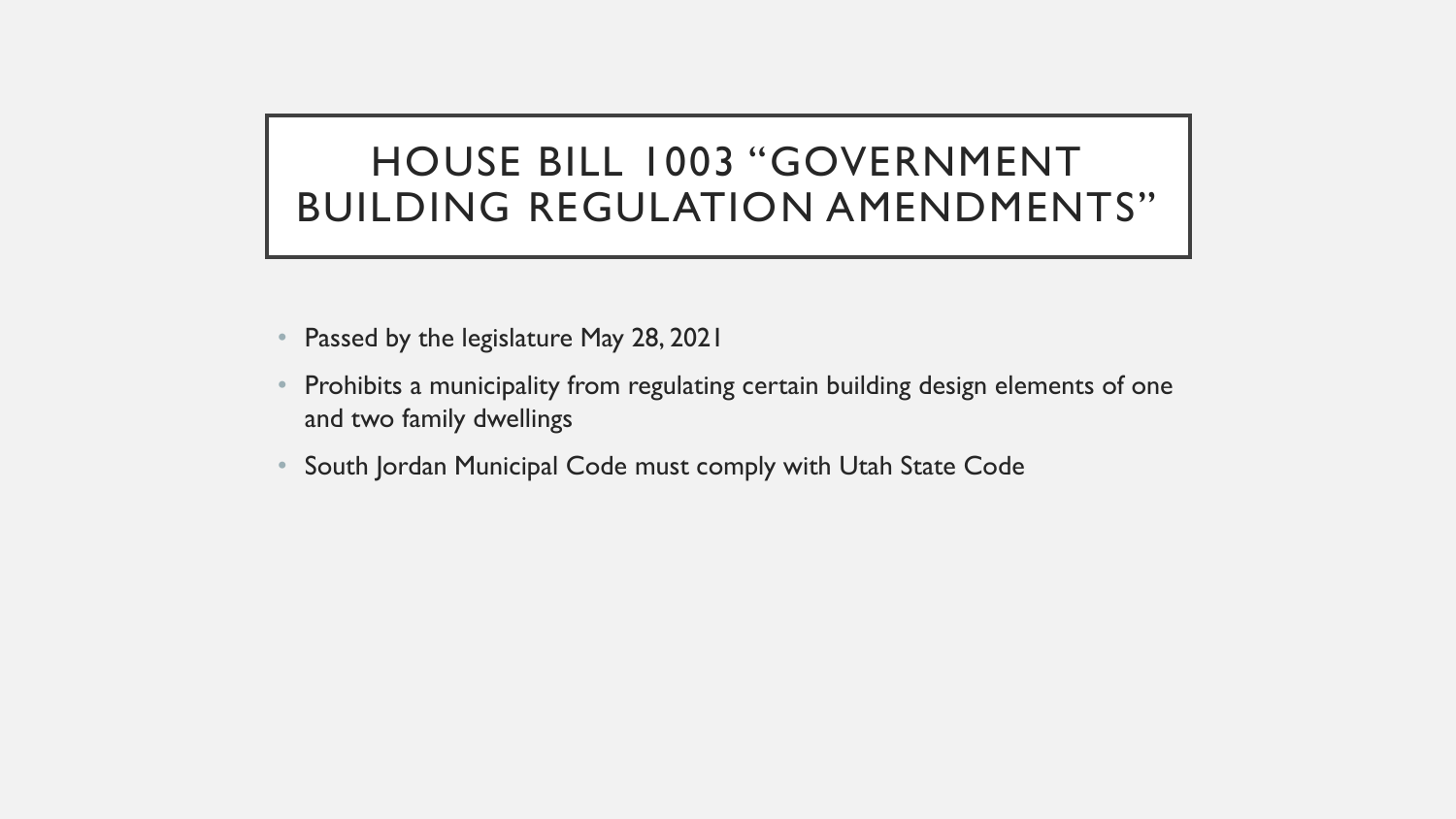# HOUSE BILL 1003 "GOVERNMENT BUILDING REGULATION AMENDMENTS"

- Passed by the legislature May 28, 2021
- Prohibits a municipality from regulating certain building design elements of one and two family dwellings
- South Jordan Municipal Code must comply with Utah State Code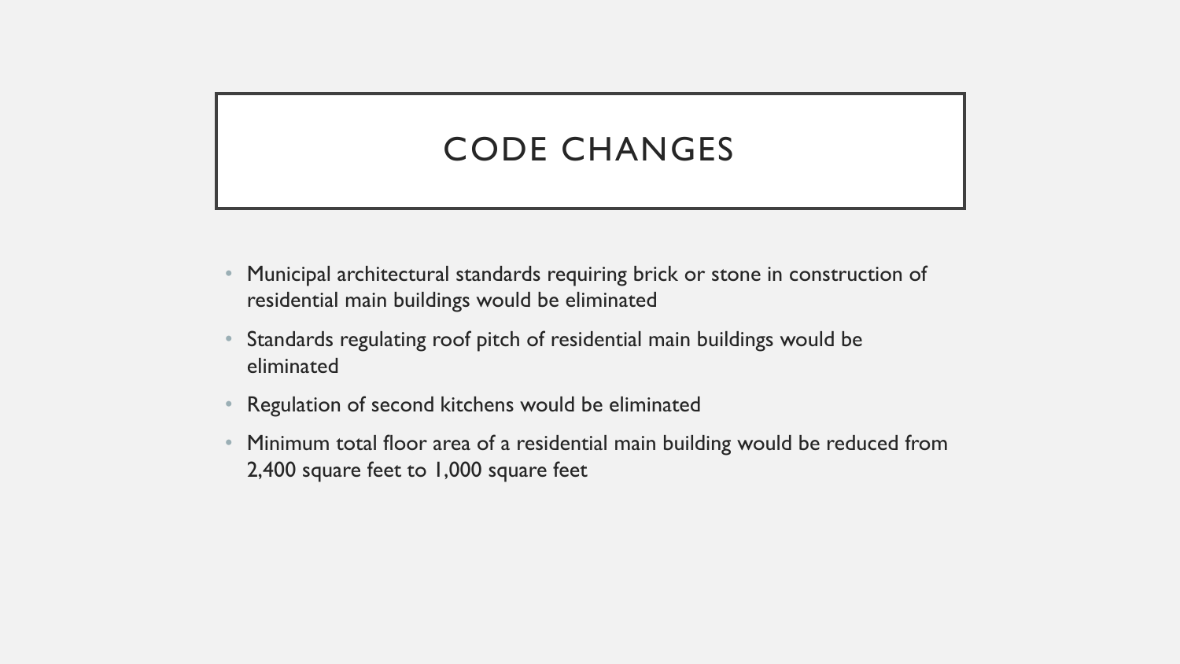# CODE CHANGES

- Municipal architectural standards requiring brick or stone in construction of residential main buildings would be eliminated
- Standards regulating roof pitch of residential main buildings would be eliminated
- Regulation of second kitchens would be eliminated
- Minimum total floor area of a residential main building would be reduced from 2,400 square feet to 1,000 square feet